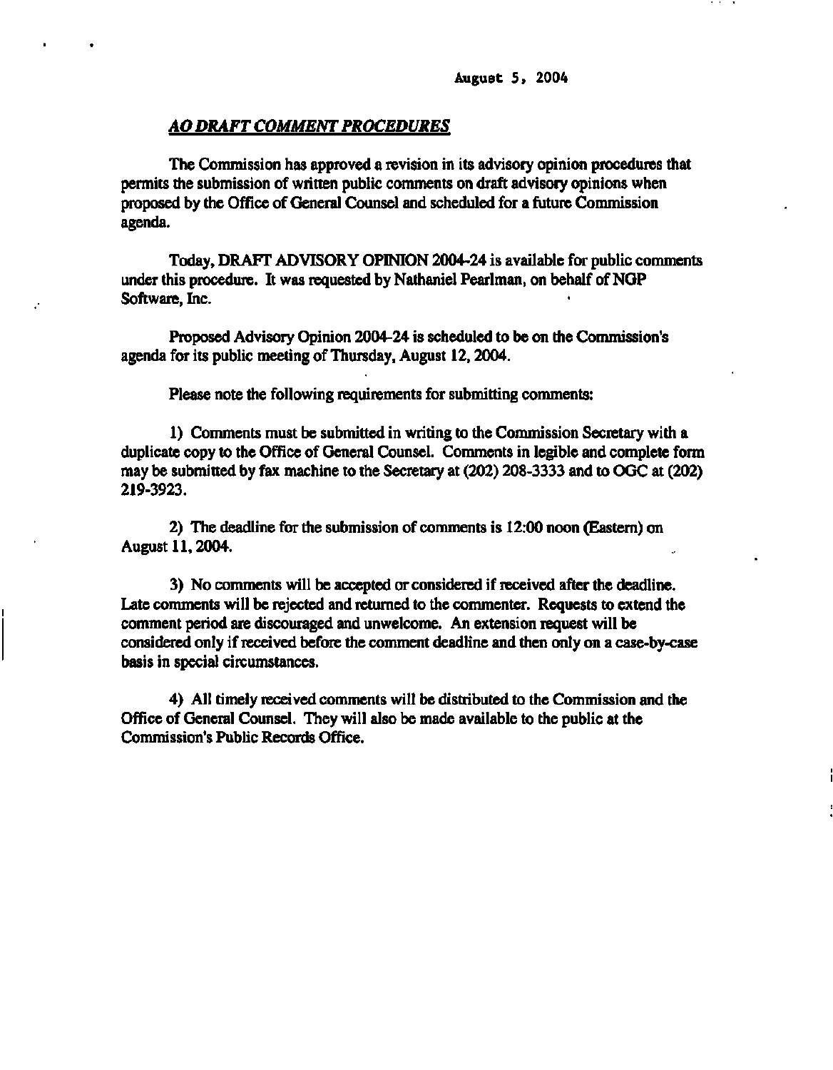August 5, 2004

***AO DRAFT COMMENT PROCEDURES***

The Commission has approved a revision in its advisory opinion procedures that permits the submission of written public comments on draft advisory opinions when proposed by the Office of General Counsel and scheduled for a future Commission agenda.

Today, DRAFT ADVISORY OPINION 2004-24 is available for public comments under this procedure. It was requested by Nathaniel Pearlman, on behalf of NGP Software, Inc.

Proposed Advisory Opinion 2004-24 is scheduled to be on the Commission's agenda for its public meeting of Thursday, August 12, 2004.

Please note the following requirements for submitting comments:

1) Comments must be submitted in writing to the Commission Secretary with a duplicate copy to the Office of General Counsel. Comments in legible and complete form may be submitted by fax machine to the Secretary at (202) 208-3333 and to OGC at (202) 219-3923.

2) The deadline for the submission of comments is 12:00 noon (Eastern) on August 11, 2004.

3) No comments will be accepted or considered if received after the deadline. Late comments will be rejected and returned to the commenter. Requests to extend the comment period are discouraged and unwelcome. An extension request will be considered only if received before the comment deadline and then only on a case-by-case basis in special circumstances.

4) All timely received comments will be distributed to the Commission and the Office of General Counsel. They will also be made available to the public at the Commission's Public Records Office.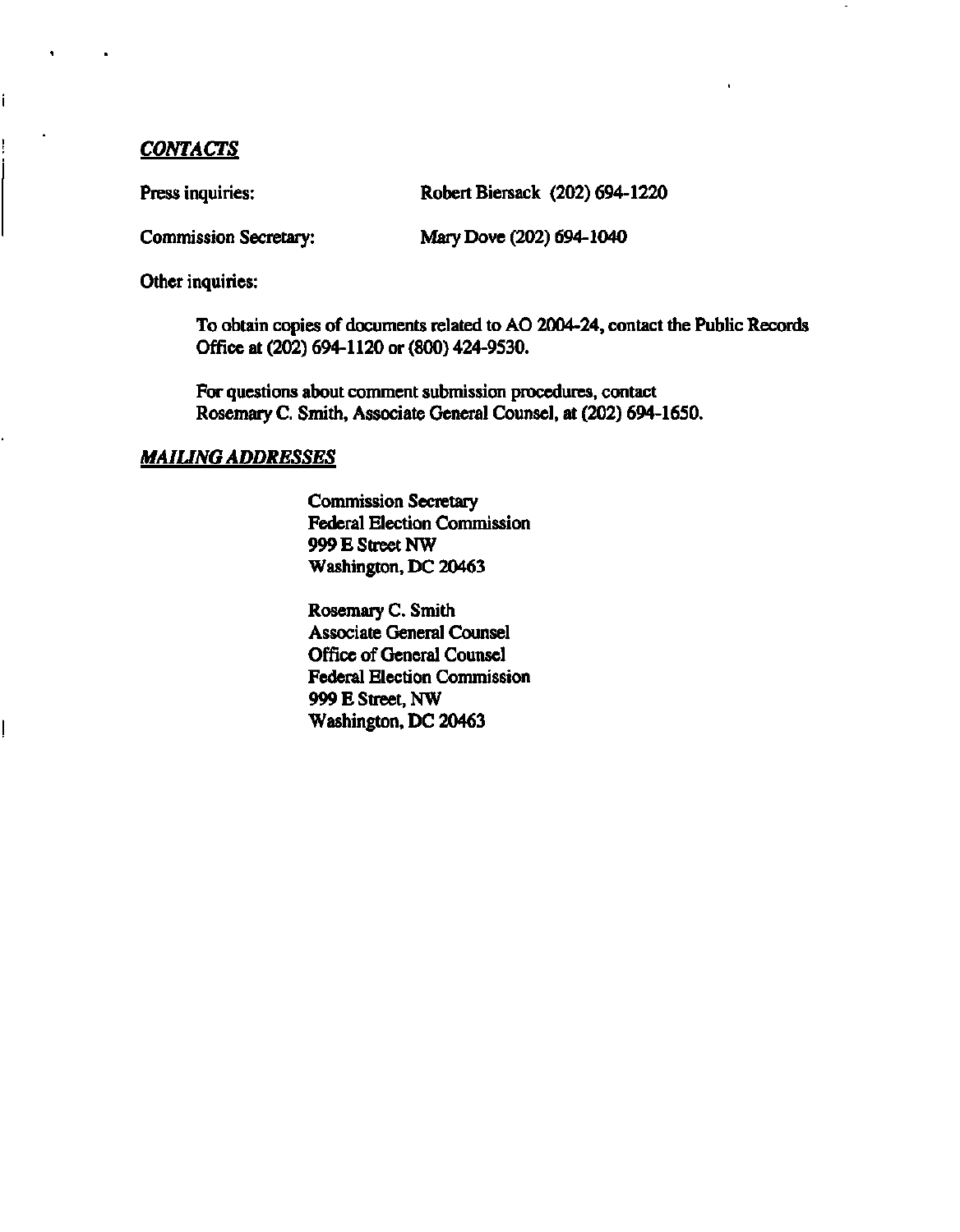***CONTACTS***

Press inquiries: Robert Biersack (202) 694-1220

Commission Secretary: Mary Dove (202) 694-1040

Other inquiries:

To obtain copies of documents related to AO 2004-24, contact the Public Records Office at (202) 694-1120 or (800) 424-9530.

For questions about comment submission procedures, contact Rosemary C. Smith, Associate General Counsel, at (202) 694-1650.

***MAILING ADDRESSES***

Commission Secretary
Federal Election Commission
999 E Street NW
Washington, DC 20463

Rosemary C. Smith
Associate General Counsel
Office of General Counsel
Federal Election Commission
999 E Street, NW
Washington, DC 20463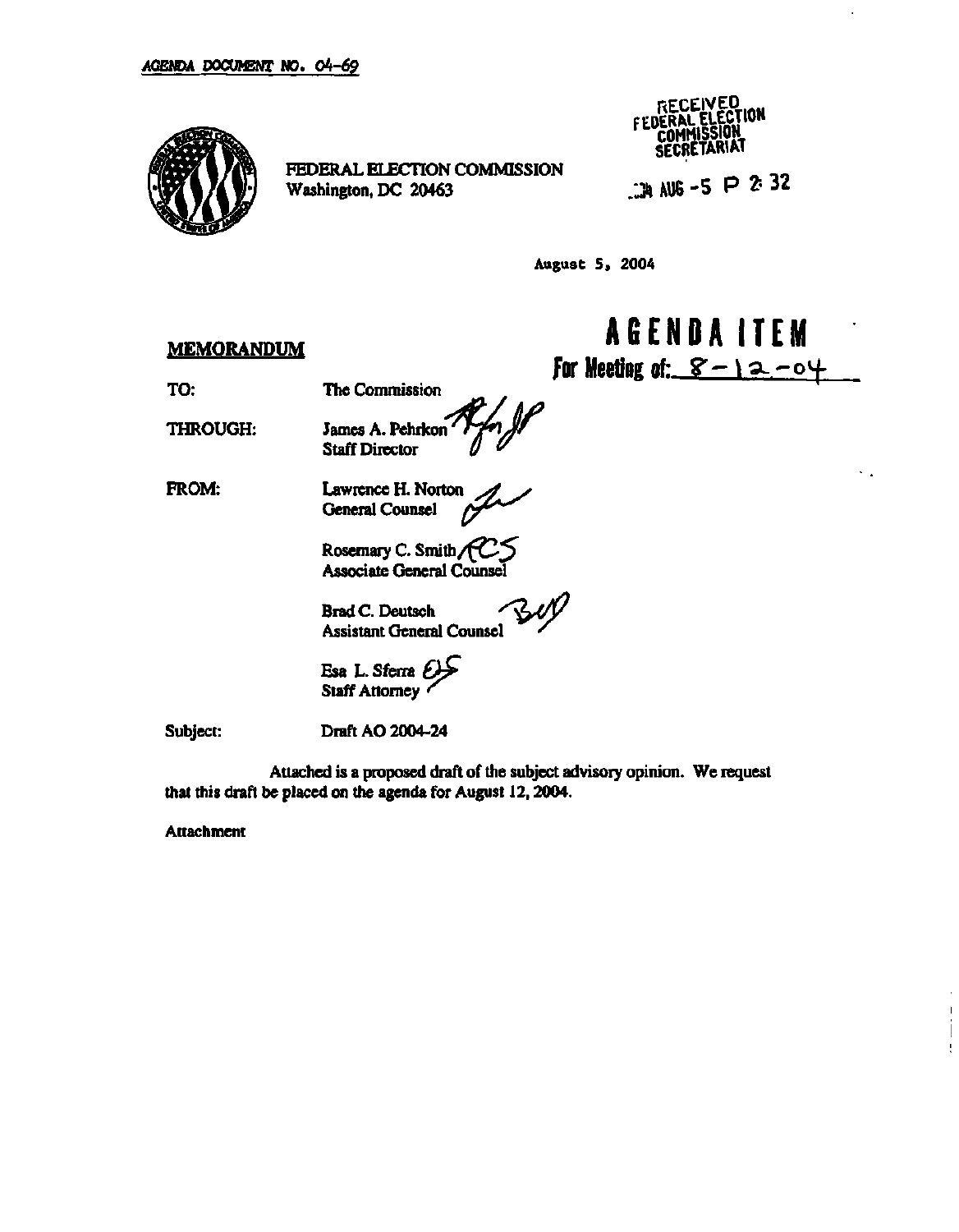*AGENDA DOCUMENT NO. 04-69*

RECEIVED
FEDERAL ELECTION COMMISSION
SECRETARIAT

2004 AUG -5 P 2:32

FEDERAL ELECTION COMMISSION
Washington, DC 20463

August 5, 2004

# AGENDA ITEM
**For Meeting of: 8-12-04**

**MEMORANDUM**

TO: The Commission

THROUGH: James A. Pehrkon
Staff Director

FROM: Lawrence H. Norton
General Counsel

Rosemary C. Smith
Associate General Counsel

Brad C. Deutsch
Assistant General Counsel

Esa L. Sferra
Staff Attorney

Subject: Draft AO 2004-24

Attached is a proposed draft of the subject advisory opinion. We request that this draft be placed on the agenda for August 12, 2004.

Attachment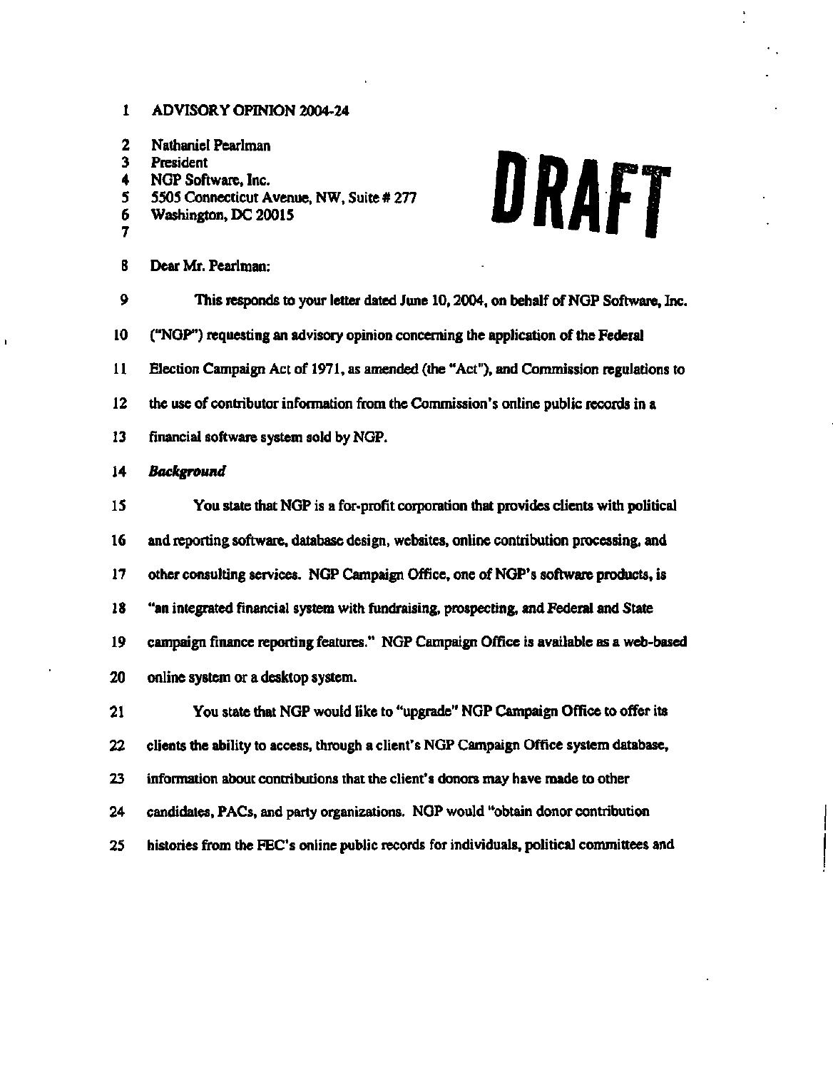ADVISORY OPINION 2004-24

Nathaniel Pearlman
President
NGP Software, Inc.
5505 Connecticut Avenue, NW, Suite # 277
Washington, DC 20015

**DRAFT**

Dear Mr. Pearlman:

This responds to your letter dated June 10, 2004, on behalf of NGP Software, Inc. ("NGP") requesting an advisory opinion concerning the application of the Federal Election Campaign Act of 1971, as amended (the "Act"), and Commission regulations to the use of contributor information from the Commission's online public records in a financial software system sold by NGP.

***Background***

You state that NGP is a for-profit corporation that provides clients with political and reporting software, database design, websites, online contribution processing, and other consulting services. NGP Campaign Office, one of NGP's software products, is "an integrated financial system with fundraising, prospecting, and Federal and State campaign finance reporting features." NGP Campaign Office is available as a web-based online system or a desktop system.

You state that NGP would like to "upgrade" NGP Campaign Office to offer its clients the ability to access, through a client's NGP Campaign Office system database, information about contributions that the client's donors may have made to other candidates, PACs, and party organizations. NGP would "obtain donor contribution histories from the FEC's online public records for individuals, political committees and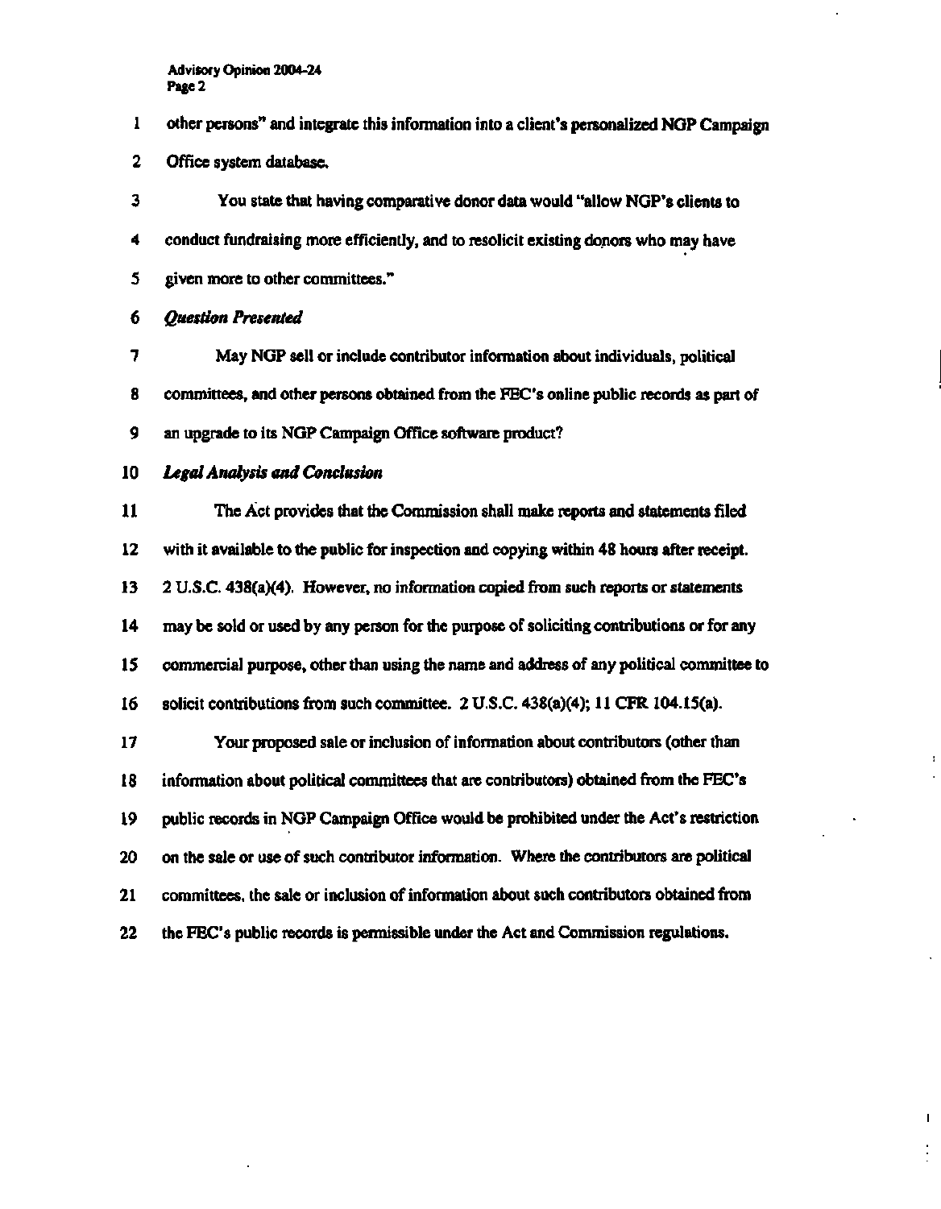other persons" and integrate this information into a client's personalized NGP Campaign Office system database.

You state that having comparative donor data would "allow NGP's clients to conduct fundraising more efficiently, and to resolicit existing donors who may have given more to other committees."

*Question Presented*

May NGP sell or include contributor information about individuals, political committees, and other persons obtained from the FEC's online public records as part of an upgrade to its NGP Campaign Office software product?

*Legal Analysis and Conclusion*

The Act provides that the Commission shall make reports and statements filed with it available to the public for inspection and copying within 48 hours after receipt. 2 U.S.C. 438(a)(4). However, no information copied from such reports or statements may be sold or used by any person for the purpose of soliciting contributions or for any commercial purpose, other than using the name and address of any political committee to solicit contributions from such committee. 2 U.S.C. 438(a)(4); 11 CFR 104.15(a).

Your proposed sale or inclusion of information about contributors (other than information about political committees that are contributors) obtained from the FEC's public records in NGP Campaign Office would be prohibited under the Act's restriction on the sale or use of such contributor information. Where the contributors are political committees, the sale or inclusion of information about such contributors obtained from the FEC's public records is permissible under the Act and Commission regulations.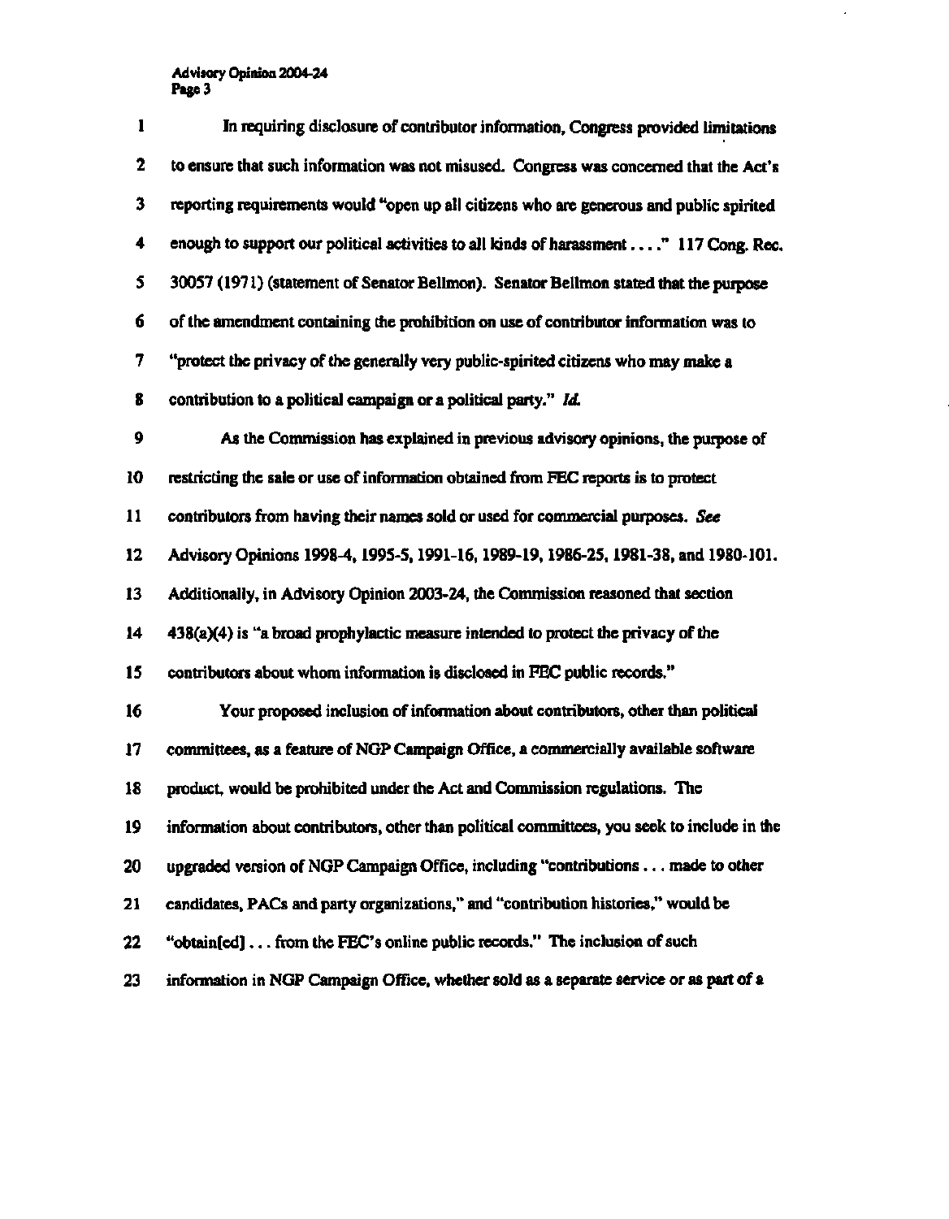In requiring disclosure of contributor information, Congress provided limitations to ensure that such information was not misused. Congress was concerned that the Act's reporting requirements would "open up all citizens who are generous and public spirited enough to support our political activities to all kinds of harassment . . . ." 117 Cong. Rec. 30057 (1971) (statement of Senator Bellmon). Senator Bellmon stated that the purpose of the amendment containing the prohibition on use of contributor information was to "protect the privacy of the generally very public-spirited citizens who may make a contribution to a political campaign or a political party." *Id.*

As the Commission has explained in previous advisory opinions, the purpose of restricting the sale or use of information obtained from FEC reports is to protect contributors from having their names sold or used for commercial purposes. *See* Advisory Opinions 1998-4, 1995-5, 1991-16, 1989-19, 1986-25, 1981-38, and 1980-101. Additionally, in Advisory Opinion 2003-24, the Commission reasoned that section 438(a)(4) is "a broad prophylactic measure intended to protect the privacy of the contributors about whom information is disclosed in FEC public records."

Your proposed inclusion of information about contributors, other than political committees, as a feature of NGP Campaign Office, a commercially available software product, would be prohibited under the Act and Commission regulations. The information about contributors, other than political committees, you seek to include in the upgraded version of NGP Campaign Office, including "contributions . . . made to other candidates, PACs and party organizations," and "contribution histories," would be "obtain[ed] . . . from the FEC's online public records." The inclusion of such information in NGP Campaign Office, whether sold as a separate service or as part of a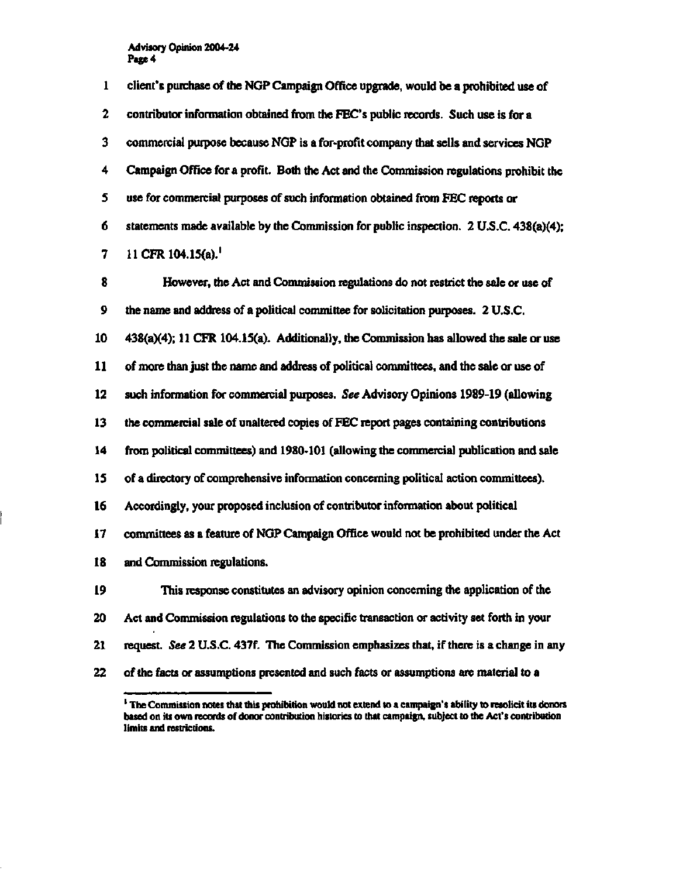client's purchase of the NGP Campaign Office upgrade, would be a prohibited use of contributor information obtained from the FEC's public records. Such use is for a commercial purpose because NGP is a for-profit company that sells and services NGP Campaign Office for a profit. Both the Act and the Commission regulations prohibit the use for commercial purposes of such information obtained from FEC reports or statements made available by the Commission for public inspection. 2 U.S.C. 438(a)(4); 11 CFR 104.15(a).[1]

However, the Act and Commission regulations do not restrict the sale or use of the name and address of a political committee for solicitation purposes. 2 U.S.C. 438(a)(4); 11 CFR 104.15(a). Additionally, the Commission has allowed the sale or use of more than just the name and address of political committees, and the sale or use of such information for commercial purposes. *See* Advisory Opinions 1989-19 (allowing the commercial sale of unaltered copies of FEC report pages containing contributions from political committees) and 1980-101 (allowing the commercial publication and sale of a directory of comprehensive information concerning political action committees). Accordingly, your proposed inclusion of contributor information about political committees as a feature of NGP Campaign Office would not be prohibited under the Act and Commission regulations.

This response constitutes an advisory opinion concerning the application of the Act and Commission regulations to the specific transaction or activity set forth in your request. *See* 2 U.S.C. 437f. The Commission emphasizes that, if there is a change in any of the facts or assumptions presented and such facts or assumptions are material to a

---

[1] The Commission notes that this prohibition would not extend to a campaign's ability to resolicit its donors based on its own records of donor contribution histories to that campaign, subject to the Act's contribution limits and restrictions.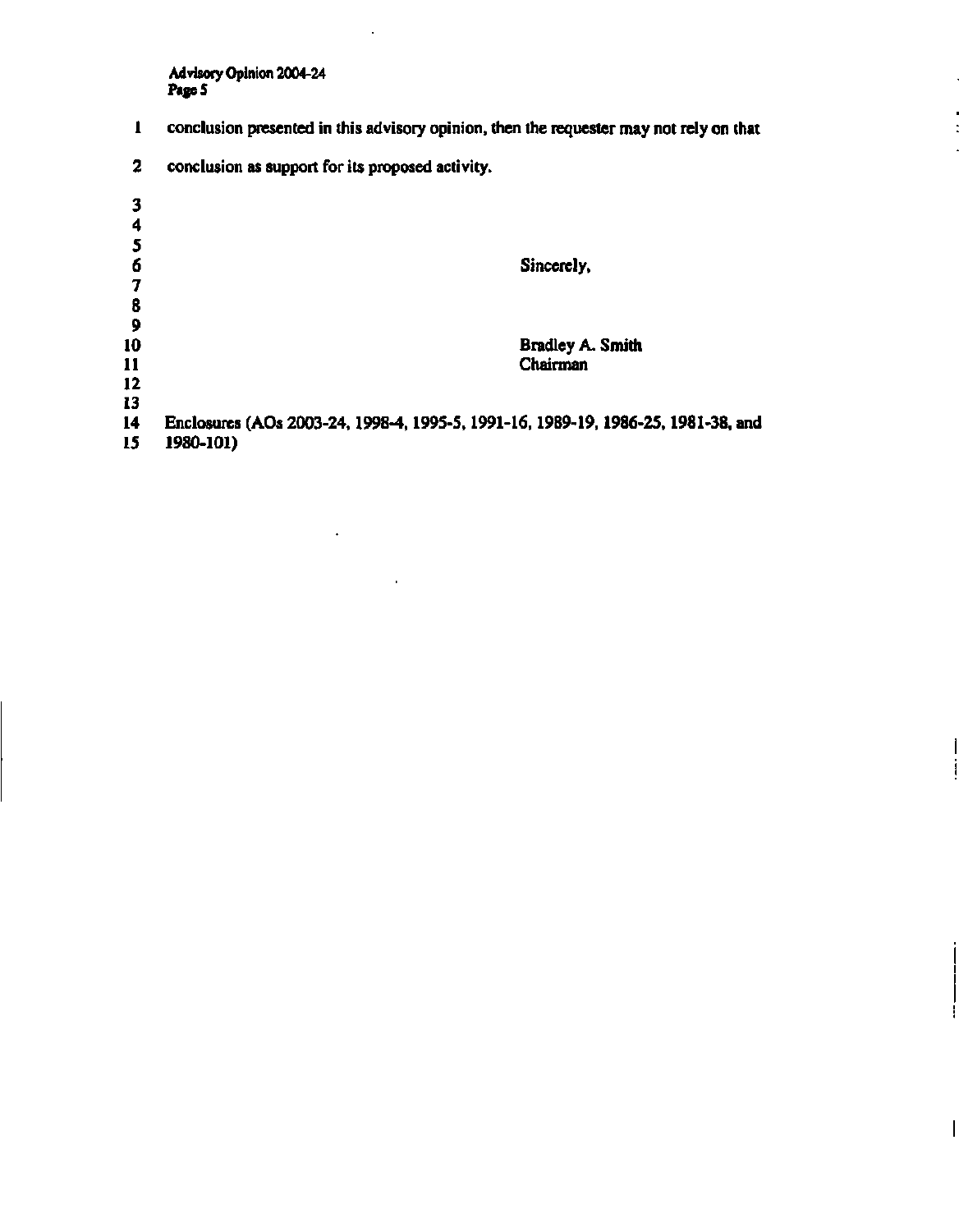conclusion presented in this advisory opinion, then the requester may not rely on that conclusion as support for its proposed activity.

Sincerely,

Bradley A. Smith
Chairman

Enclosures (AOs 2003-24, 1998-4, 1995-5, 1991-16, 1989-19, 1986-25, 1981-38, and 1980-101)